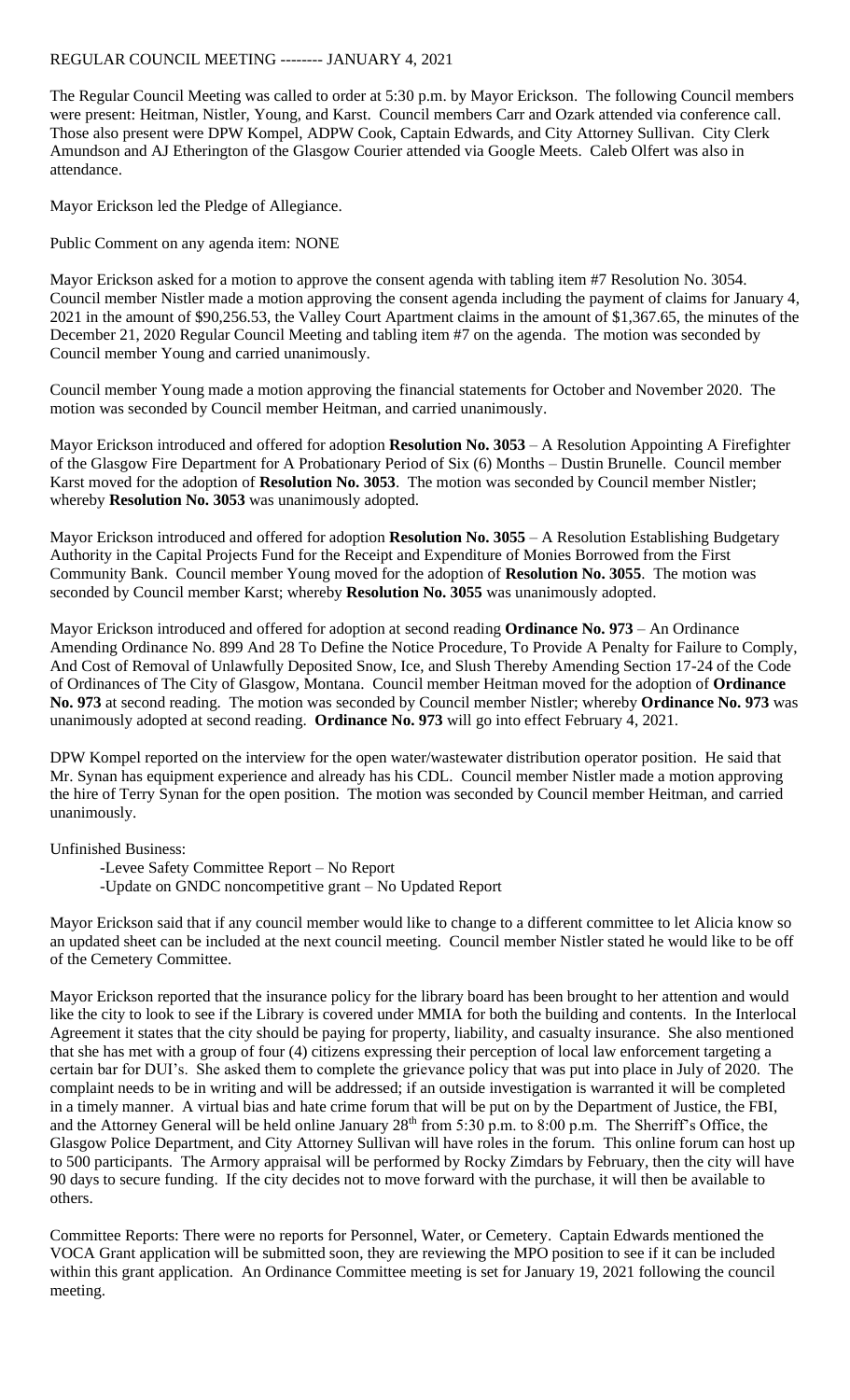REGULAR COUNCIL MEETING -------- JANUARY 4, 2021

The Regular Council Meeting was called to order at 5:30 p.m. by Mayor Erickson. The following Council members were present: Heitman, Nistler, Young, and Karst. Council members Carr and Ozark attended via conference call. Those also present were DPW Kompel, ADPW Cook, Captain Edwards, and City Attorney Sullivan. City Clerk Amundson and AJ Etherington of the Glasgow Courier attended via Google Meets. Caleb Olfert was also in attendance.

Mayor Erickson led the Pledge of Allegiance.

Public Comment on any agenda item: NONE

Mayor Erickson asked for a motion to approve the consent agenda with tabling item #7 Resolution No. 3054. Council member Nistler made a motion approving the consent agenda including the payment of claims for January 4, 2021 in the amount of $90,256.53, the Valley Court Apartment claims in the amount of $1,367.65, the minutes of the December 21, 2020 Regular Council Meeting and tabling item #7 on the agenda. The motion was seconded by Council member Young and carried unanimously.

Council member Young made a motion approving the financial statements for October and November 2020. The motion was seconded by Council member Heitman, and carried unanimously.

Mayor Erickson introduced and offered for adoption **Resolution No. 3053** – A Resolution Appointing A Firefighter of the Glasgow Fire Department for A Probationary Period of Six (6) Months – Dustin Brunelle. Council member Karst moved for the adoption of **Resolution No. 3053**. The motion was seconded by Council member Nistler; whereby **Resolution No. 3053** was unanimously adopted.

Mayor Erickson introduced and offered for adoption **Resolution No. 3055** – A Resolution Establishing Budgetary Authority in the Capital Projects Fund for the Receipt and Expenditure of Monies Borrowed from the First Community Bank. Council member Young moved for the adoption of **Resolution No. 3055**. The motion was seconded by Council member Karst; whereby **Resolution No. 3055** was unanimously adopted.

Mayor Erickson introduced and offered for adoption at second reading **Ordinance No. 973** – An Ordinance Amending Ordinance No. 899 And 28 To Define the Notice Procedure, To Provide A Penalty for Failure to Comply, And Cost of Removal of Unlawfully Deposited Snow, Ice, and Slush Thereby Amending Section 17-24 of the Code of Ordinances of The City of Glasgow, Montana. Council member Heitman moved for the adoption of **Ordinance No. 973** at second reading. The motion was seconded by Council member Nistler; whereby **Ordinance No. 973** was unanimously adopted at second reading. **Ordinance No. 973** will go into effect February 4, 2021.

DPW Kompel reported on the interview for the open water/wastewater distribution operator position. He said that Mr. Synan has equipment experience and already has his CDL. Council member Nistler made a motion approving the hire of Terry Synan for the open position. The motion was seconded by Council member Heitman, and carried unanimously.

Unfinished Business:

- Levee Safety Committee Report – No Report
- Update on GNDC noncompetitive grant – No Updated Report

Mayor Erickson said that if any council member would like to change to a different committee to let Alicia know so an updated sheet can be included at the next council meeting. Council member Nistler stated he would like to be off of the Cemetery Committee.

Mayor Erickson reported that the insurance policy for the library board has been brought to her attention and would like the city to look to see if the Library is covered under MMIA for both the building and contents. In the Interlocal Agreement it states that the city should be paying for property, liability, and casualty insurance. She also mentioned that she has met with a group of four (4) citizens expressing their perception of local law enforcement targeting a certain bar for DUI's. She asked them to complete the grievance policy that was put into place in July of 2020. The complaint needs to be in writing and will be addressed; if an outside investigation is warranted it will be completed in a timely manner. A virtual bias and hate crime forum that will be put on by the Department of Justice, the FBI, and the Attorney General will be held online January 28th from 5:30 p.m. to 8:00 p.m. The Sherriff's Office, the Glasgow Police Department, and City Attorney Sullivan will have roles in the forum. This online forum can host up to 500 participants. The Armory appraisal will be performed by Rocky Zimdars by February, then the city will have 90 days to secure funding. If the city decides not to move forward with the purchase, it will then be available to others.

Committee Reports: There were no reports for Personnel, Water, or Cemetery. Captain Edwards mentioned the VOCA Grant application will be submitted soon, they are reviewing the MPO position to see if it can be included within this grant application. An Ordinance Committee meeting is set for January 19, 2021 following the council meeting.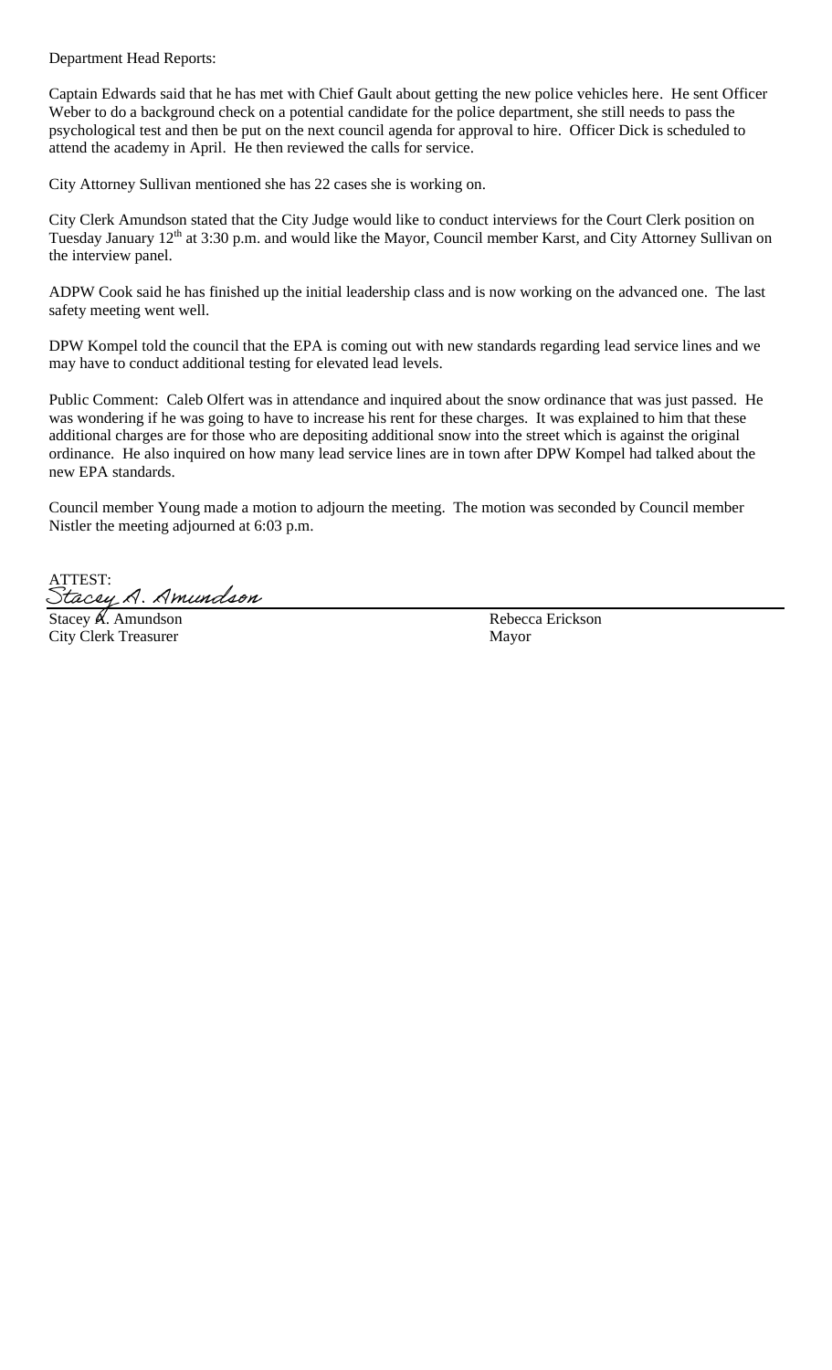Department Head Reports:

Captain Edwards said that he has met with Chief Gault about getting the new police vehicles here. He sent Officer Weber to do a background check on a potential candidate for the police department, she still needs to pass the psychological test and then be put on the next council agenda for approval to hire. Officer Dick is scheduled to attend the academy in April. He then reviewed the calls for service.

City Attorney Sullivan mentioned she has 22 cases she is working on.

City Clerk Amundson stated that the City Judge would like to conduct interviews for the Court Clerk position on Tuesday January 12th at 3:30 p.m. and would like the Mayor, Council member Karst, and City Attorney Sullivan on the interview panel.

ADPW Cook said he has finished up the initial leadership class and is now working on the advanced one. The last safety meeting went well.

DPW Kompel told the council that the EPA is coming out with new standards regarding lead service lines and we may have to conduct additional testing for elevated lead levels.

Public Comment: Caleb Olfert was in attendance and inquired about the snow ordinance that was just passed. He was wondering if he was going to have to increase his rent for these charges. It was explained to him that these additional charges are for those who are depositing additional snow into the street which is against the original ordinance. He also inquired on how many lead service lines are in town after DPW Kompel had talked about the new EPA standards.

Council member Young made a motion to adjourn the meeting. The motion was seconded by Council member Nistler the meeting adjourned at 6:03 p.m.

ATTEST:
Stacey A. Amundson

Stacey A. Amundson
City Clerk Treasurer

Rebecca Erickson
Mayor